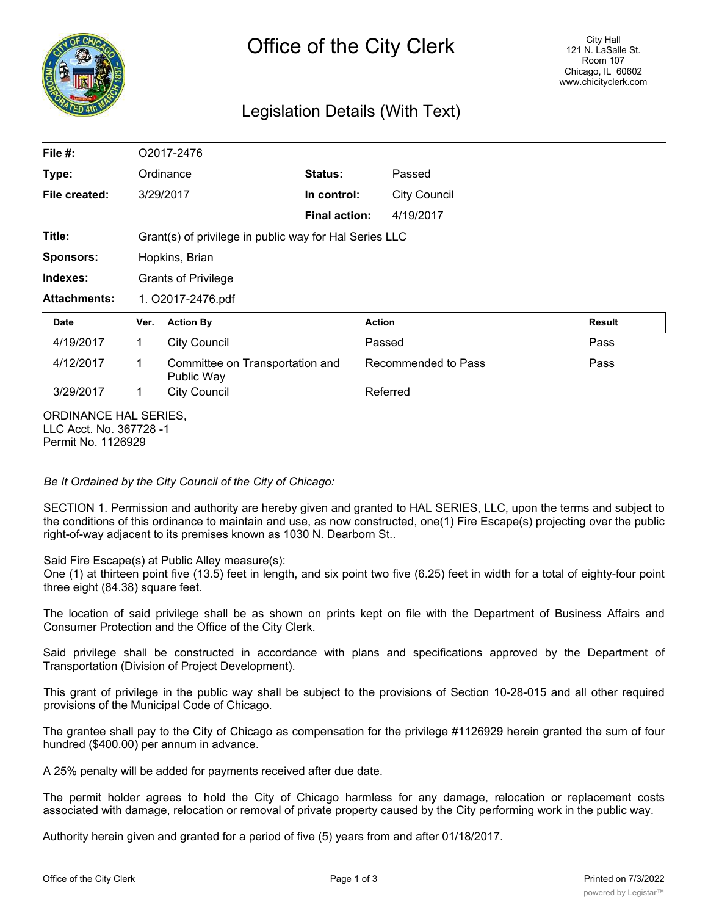# Office of the City Clerk

City Hall
121 N. LaSalle St.
Room 107
Chicago, IL 60602
www.chicityclerk.com

## Legislation Details (With Text)

| | | | |
|---|---|---|---|
| **File #:** | O2017-2476 | | |
| **Type:** | Ordinance | **Status:** | Passed |
| **File created:** | 3/29/2017 | **In control:** | City Council |
| | | **Final action:** | 4/19/2017 |
| **Title:** | Grant(s) of privilege in public way for Hal Series LLC | | |
| **Sponsors:** | Hopkins, Brian | | |
| **Indexes:** | Grants of Privilege | | |
| **Attachments:** | 1. O2017-2476.pdf | | |

| Date | Ver. | Action By | Action | Result |
|---|---|---|---|---|
| 4/19/2017 | 1 | City Council | Passed | Pass |
| 4/12/2017 | 1 | Committee on Transportation and Public Way | Recommended to Pass | Pass |
| 3/29/2017 | 1 | City Council | Referred | |

ORDINANCE HAL SERIES,
LLC Acct. No. 367728 -1
Permit No. 1126929

*Be It Ordained by the City Council of the City of Chicago:*

SECTION 1. Permission and authority are hereby given and granted to HAL SERIES, LLC, upon the terms and subject to the conditions of this ordinance to maintain and use, as now constructed, one(1) Fire Escape(s) projecting over the public right-of-way adjacent to its premises known as 1030 N. Dearborn St..

Said Fire Escape(s) at Public Alley measure(s):
One (1) at thirteen point five (13.5) feet in length, and six point two five (6.25) feet in width for a total of eighty-four point three eight (84.38) square feet.

The location of said privilege shall be as shown on prints kept on file with the Department of Business Affairs and Consumer Protection and the Office of the City Clerk.

Said privilege shall be constructed in accordance with plans and specifications approved by the Department of Transportation (Division of Project Development).

This grant of privilege in the public way shall be subject to the provisions of Section 10-28-015 and all other required provisions of the Municipal Code of Chicago.

The grantee shall pay to the City of Chicago as compensation for the privilege #1126929 herein granted the sum of four hundred ($400.00) per annum in advance.

A 25% penalty will be added for payments received after due date.

The permit holder agrees to hold the City of Chicago harmless for any damage, relocation or replacement costs associated with damage, relocation or removal of private property caused by the City performing work in the public way.

Authority herein given and granted for a period of five (5) years from and after 01/18/2017.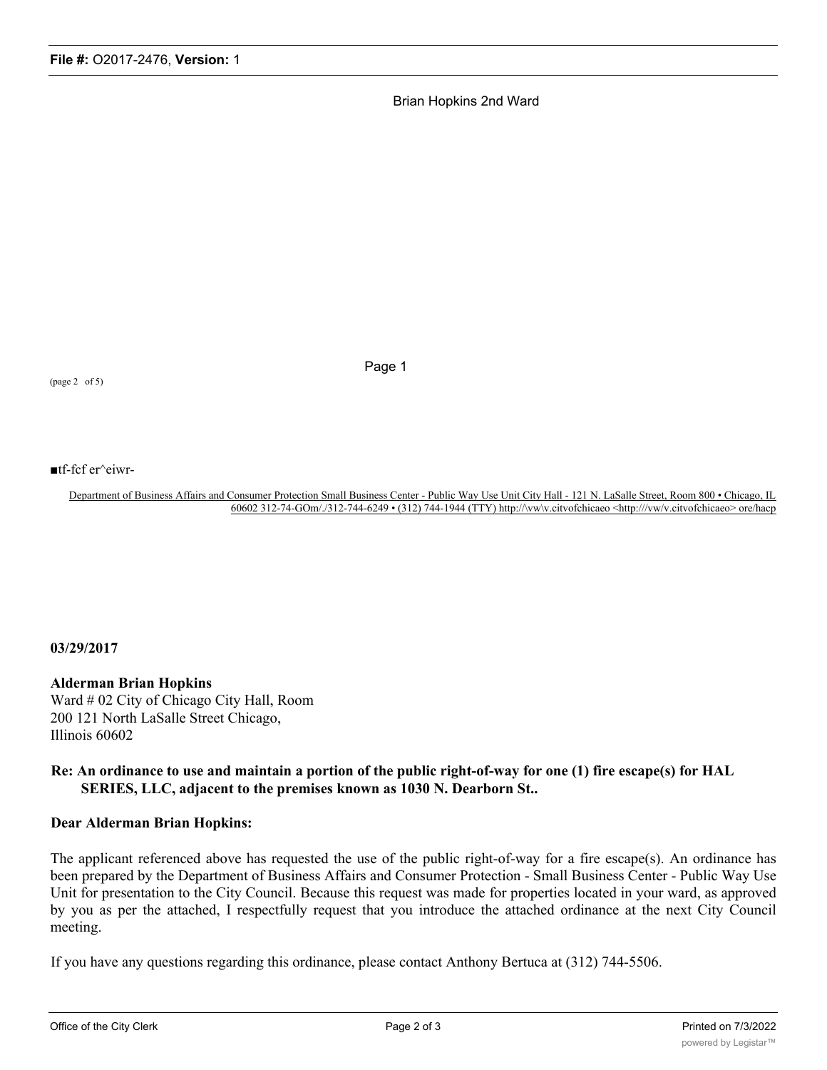Brian Hopkins 2nd Ward

Page 1

(page 2 of 5)

■tf-fcf er^eiwr-

Department of Business Affairs and Consumer Protection Small Business Center - Public Way Use Unit City Hall - 121 N. LaSalle Street, Room 800 • Chicago, IL 60602 312-74-GOm/./312-744-6249 • (312) 744-1944 (TTY) http://\vw\v.citvofchicaeo <http:///vw/v.citvofchicaeo> ore/hacp

**03/29/2017**

**Alderman Brian Hopkins**
Ward # 02 City of Chicago City Hall, Room 200 121 North LaSalle Street Chicago, Illinois 60602

**Re: An ordinance to use and maintain a portion of the public right-of-way for one (1) fire escape(s) for HAL SERIES, LLC, adjacent to the premises known as 1030 N. Dearborn St..**

**Dear Alderman Brian Hopkins:**

The applicant referenced above has requested the use of the public right-of-way for a fire escape(s). An ordinance has been prepared by the Department of Business Affairs and Consumer Protection - Small Business Center - Public Way Use Unit for presentation to the City Council. Because this request was made for properties located in your ward, as approved by you as per the attached, I respectfully request that you introduce the attached ordinance at the next City Council meeting.

If you have any questions regarding this ordinance, please contact Anthony Bertuca at (312) 744-5506.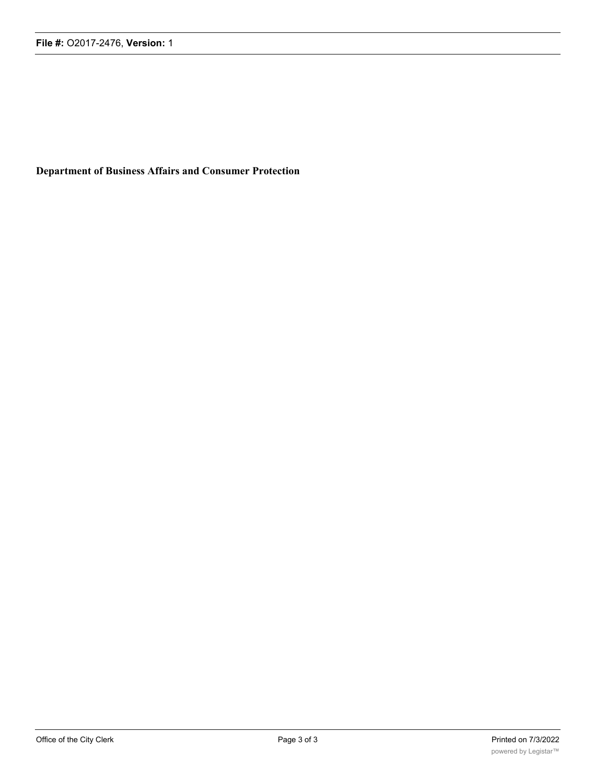**Department of Business Affairs and Consumer Protection**